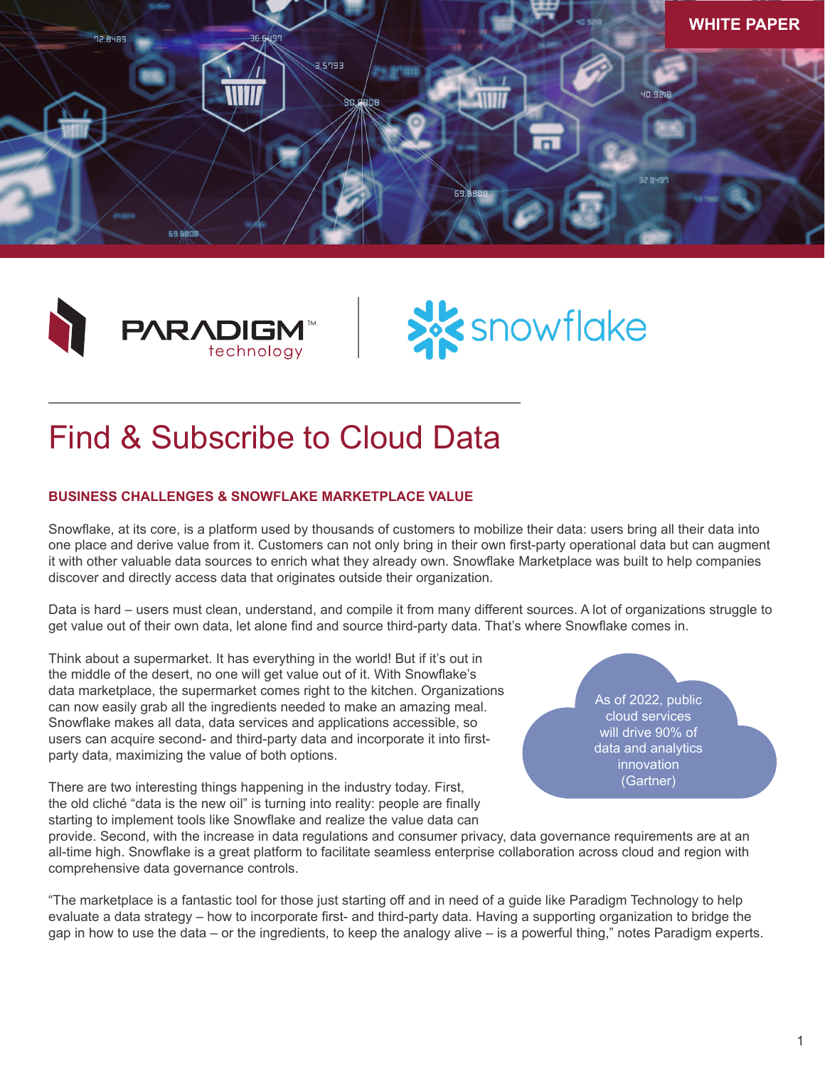WHITE PAPER

# Find & Subscribe to Cloud Data

## BUSINESS CHALLENGES & SNOWFLAKE MARKETPLACE VALUE

Snowflake, at its core, is a platform used by thousands of customers to mobilize their data: users bring all their data into one place and derive value from it. Customers can not only bring in their own first-party operational data but can augment it with other valuable data sources to enrich what they already own. Snowflake Marketplace was built to help companies discover and directly access data that originates outside their organization.

Data is hard – users must clean, understand, and compile it from many different sources. A lot of organizations struggle to get value out of their own data, let alone find and source third-party data. That's where Snowflake comes in.

Think about a supermarket. It has everything in the world! But if it's out in the middle of the desert, no one will get value out of it. With Snowflake's data marketplace, the supermarket comes right to the kitchen. Organizations can now easily grab all the ingredients needed to make an amazing meal. Snowflake makes all data, data services and applications accessible, so users can acquire second- and third-party data and incorporate it into first-party data, maximizing the value of both options.

> As of 2022, public cloud services will drive 90% of data and analytics innovation (Gartner)

There are two interesting things happening in the industry today. First, the old cliché "data is the new oil" is turning into reality: people are finally starting to implement tools like Snowflake and realize the value data can provide. Second, with the increase in data regulations and consumer privacy, data governance requirements are at an all-time high. Snowflake is a great platform to facilitate seamless enterprise collaboration across cloud and region with comprehensive data governance controls.

"The marketplace is a fantastic tool for those just starting off and in need of a guide like Paradigm Technology to help evaluate a data strategy – how to incorporate first- and third-party data. Having a supporting organization to bridge the gap in how to use the data – or the ingredients, to keep the analogy alive – is a powerful thing," notes Paradigm experts.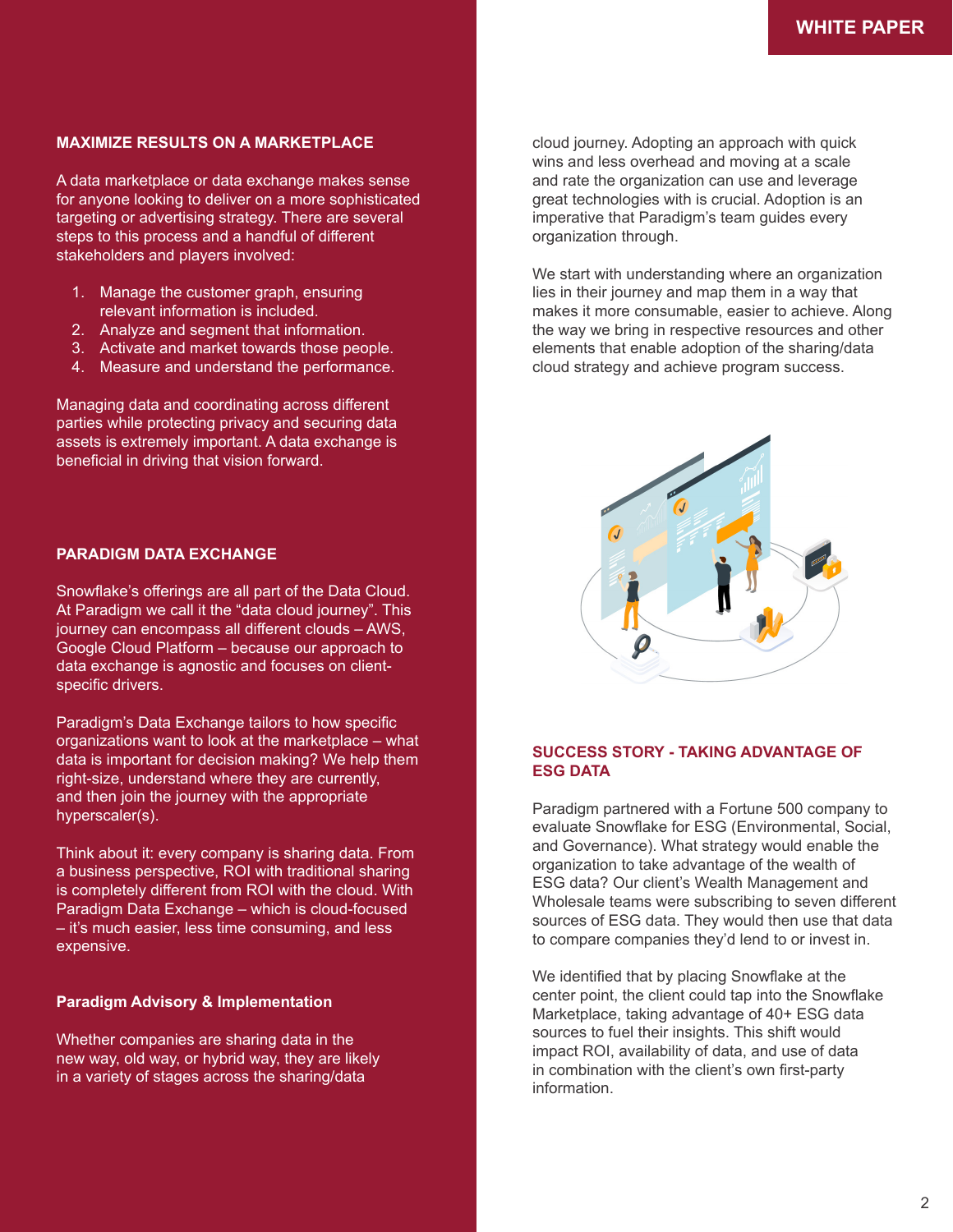## MAXIMIZE RESULTS ON A MARKETPLACE

A data marketplace or data exchange makes sense for anyone looking to deliver on a more sophisticated targeting or advertising strategy. There are several steps to this process and a handful of different stakeholders and players involved:

1. Manage the customer graph, ensuring relevant information is included.
2. Analyze and segment that information.
3. Activate and market towards those people.
4. Measure and understand the performance.

Managing data and coordinating across different parties while protecting privacy and securing data assets is extremely important. A data exchange is beneficial in driving that vision forward.

## PARADIGM DATA EXCHANGE

Snowflake's offerings are all part of the Data Cloud. At Paradigm we call it the "data cloud journey". This journey can encompass all different clouds – AWS, Google Cloud Platform – because our approach to data exchange is agnostic and focuses on client-specific drivers.

Paradigm's Data Exchange tailors to how specific organizations want to look at the marketplace – what data is important for decision making? We help them right-size, understand where they are currently, and then join the journey with the appropriate hyperscaler(s).

Think about it: every company is sharing data. From a business perspective, ROI with traditional sharing is completely different from ROI with the cloud. With Paradigm Data Exchange – which is cloud-focused – it's much easier, less time consuming, and less expensive.

### Paradigm Advisory & Implementation

Whether companies are sharing data in the new way, old way, or hybrid way, they are likely in a variety of stages across the sharing/data cloud journey. Adopting an approach with quick wins and less overhead and moving at a scale and rate the organization can use and leverage great technologies with is crucial. Adoption is an imperative that Paradigm's team guides every organization through.

We start with understanding where an organization lies in their journey and map them in a way that makes it more consumable, easier to achieve. Along the way we bring in respective resources and other elements that enable adoption of the sharing/data cloud strategy and achieve program success.

## SUCCESS STORY - TAKING ADVANTAGE OF ESG DATA

Paradigm partnered with a Fortune 500 company to evaluate Snowflake for ESG (Environmental, Social, and Governance). What strategy would enable the organization to take advantage of the wealth of ESG data? Our client's Wealth Management and Wholesale teams were subscribing to seven different sources of ESG data. They would then use that data to compare companies they'd lend to or invest in.

We identified that by placing Snowflake at the center point, the client could tap into the Snowflake Marketplace, taking advantage of 40+ ESG data sources to fuel their insights. This shift would impact ROI, availability of data, and use of data in combination with the client's own first-party information.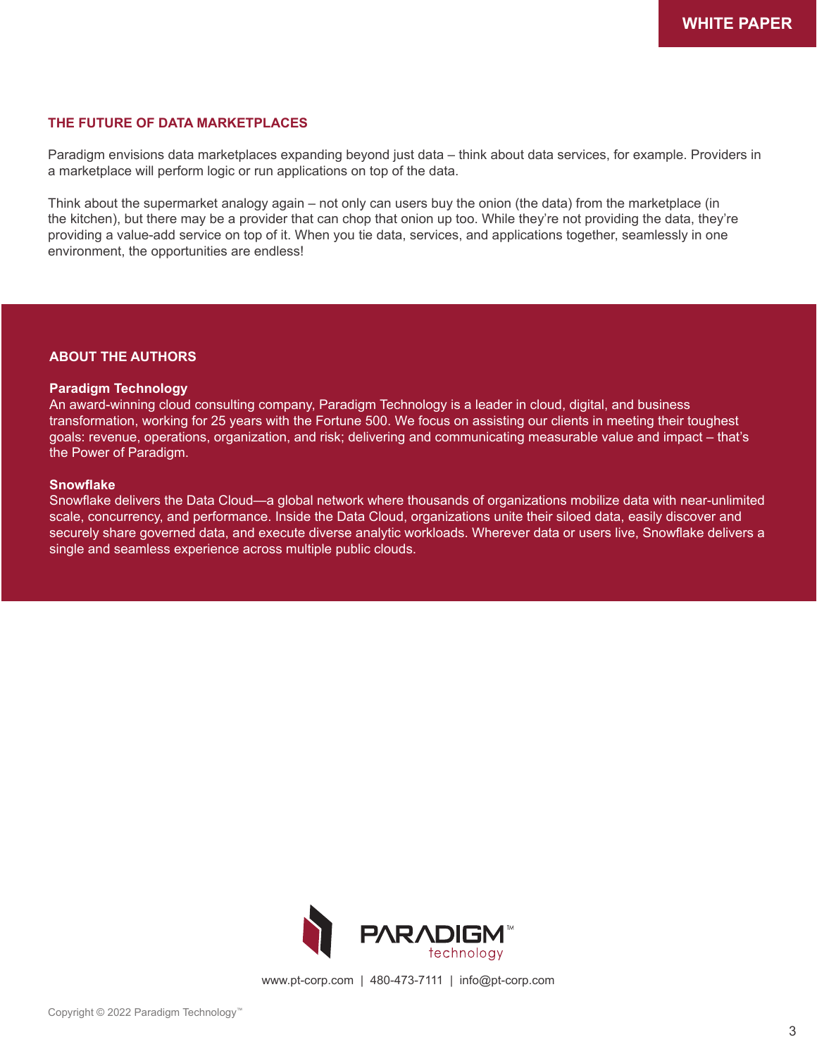## THE FUTURE OF DATA MARKETPLACES

Paradigm envisions data marketplaces expanding beyond just data – think about data services, for example. Providers in a marketplace will perform logic or run applications on top of the data.

Think about the supermarket analogy again – not only can users buy the onion (the data) from the marketplace (in the kitchen), but there may be a provider that can chop that onion up too. While they're not providing the data, they're providing a value-add service on top of it. When you tie data, services, and applications together, seamlessly in one environment, the opportunities are endless!

## ABOUT THE AUTHORS

**Paradigm Technology**
An award-winning cloud consulting company, Paradigm Technology is a leader in cloud, digital, and business transformation, working for 25 years with the Fortune 500. We focus on assisting our clients in meeting their toughest goals: revenue, operations, organization, and risk; delivering and communicating measurable value and impact – that's the Power of Paradigm.

**Snowflake**
Snowflake delivers the Data Cloud—a global network where thousands of organizations mobilize data with near-unlimited scale, concurrency, and performance. Inside the Data Cloud, organizations unite their siloed data, easily discover and securely share governed data, and execute diverse analytic workloads. Wherever data or users live, Snowflake delivers a single and seamless experience across multiple public clouds.

PARADIGM™ technology

www.pt-corp.com | 480-473-7111 | info@pt-corp.com

Copyright © 2022 Paradigm Technology™